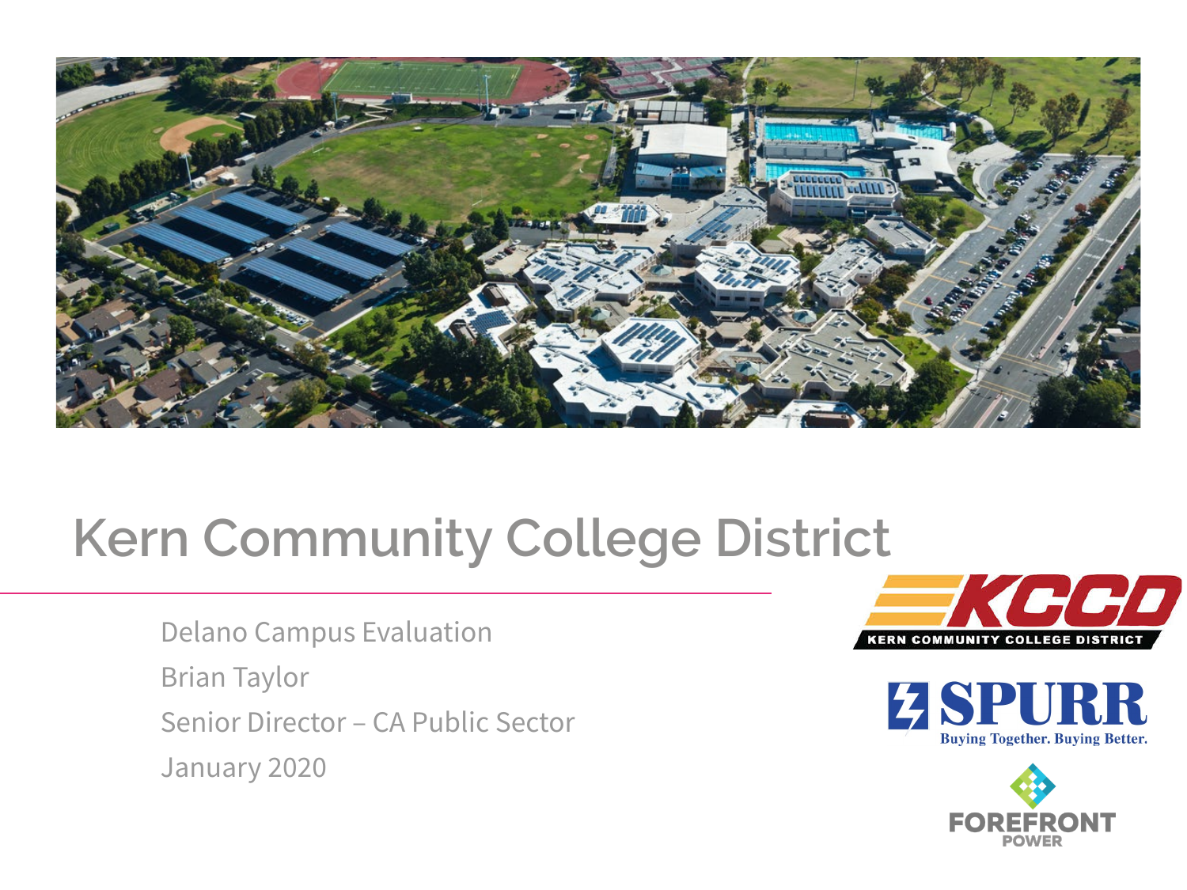# Kern Community College District

Delano Campus Evaluation

Brian Taylor

Senior Director – CA Public Sector

January 2020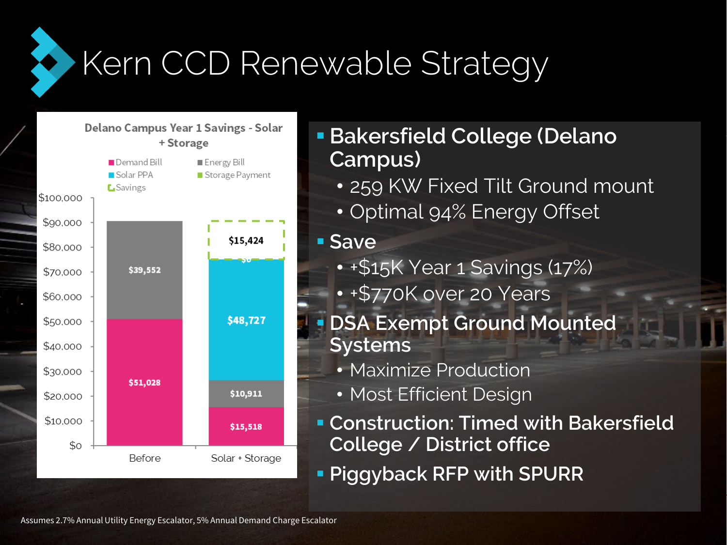# Kern CCD Renewable Strategy

**Delano Campus Year 1 Savings - Solar + Storage**

| | Demand Bill | Energy Bill | Solar PPA | Storage Payment | Savings |
|---|---|---|---|---|---|
| Before | $51,028 | $39,552 | | | |
| Solar + Storage | $15,518 | $10,911 | $48,727 | $0 | $15,424 |

- **Bakersfield College (Delano Campus)**
  - 259 KW Fixed Tilt Ground mount
  - Optimal 94% Energy Offset
- **Save**
  - +$15K Year 1 Savings (17%)
  - +$770K over 20 Years
- **DSA Exempt Ground Mounted Systems**
  - Maximize Production
  - Most Efficient Design
- **Construction: Timed with Bakersfield College / District office**
- **Piggyback RFP with SPURR**

Assumes 2.7% Annual Utility Energy Escalator, 5% Annual Demand Charge Escalator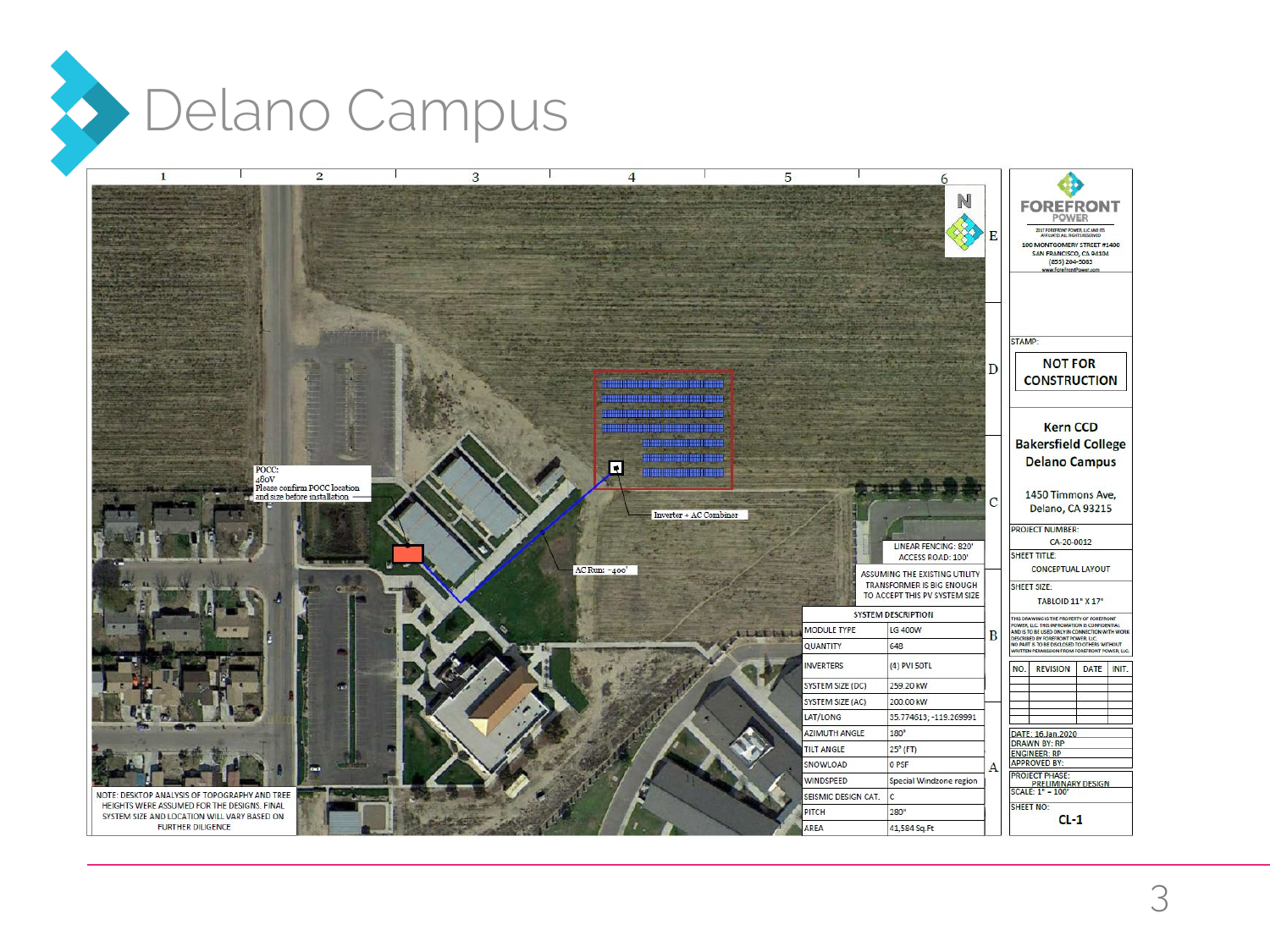# Delano Campus

POCC:
480V
Please confirm POCC location and size before installation

Inverter + AC Combiner

AC Run: ~400'

LINEAR FENCING: 820'
ACCESS ROAD: 100'

ASSUMING THE EXISTING UTILITY TRANSFORMER IS BIG ENOUGH TO ACCEPT THIS PV SYSTEM SIZE

| SYSTEM DESCRIPTION | |
|---|---|
| MODULE TYPE | LG 400W |
| QUANTITY | 648 |
| INVERTERS | (4) PVI 50TL |
| SYSTEM SIZE (DC) | 259.20 kW |
| SYSTEM SIZE (AC) | 200.00 kW |
| LAT/LONG | 35.774613; -119.269991 |
| AZIMUTH ANGLE | 180° |
| TILT ANGLE | 25° (FT) |
| SNOWLOAD | 0 PSF |
| WINDSPEED | Special Windzone region |
| SEISMIC DESIGN CAT. | C |
| PITCH | 280" |
| AREA | 41,584 Sq.Ft |

NOTE: DESKTOP ANALYSIS OF TOPOGRAPHY AND TREE HEIGHTS WERE ASSUMED FOR THE DESIGNS. FINAL SYSTEM SIZE AND LOCATION WILL VARY BASED ON FURTHER DILIGENCE

**FOREFRONT POWER**
2017 FOREFRONT POWER, LLC AND ITS AFFILIATES. ALL RIGHTS RESERVED
100 MONTGOMERY STREET #1400
SAN FRANCISCO, CA 94104
(855) 204-5083
www.ForefrontPower.com

STAMP:
**NOT FOR CONSTRUCTION**

**Kern CCD**
**Bakersfield College**
**Delano Campus**

1450 Timmons Ave,
Delano, CA 93215

PROJECT NUMBER: CA-20-0012
SHEET TITLE: CONCEPTUAL LAYOUT
SHEET SIZE: TABLOID 11" X 17"

THIS DRAWING IS THE PROPERTY OF FOREFRONT POWER, LLC. THIS INFORMATION IS CONFIDENTIAL AND IS TO BE USED ONLY IN CONNECTION WITH WORK DESCRIBED BY FOREFRONT POWER, LLC. NO PART IS TO BE DISCLOSED TO OTHERS WITHOUT WRITTEN PERMISSION FROM FOREFRONT POWER, LLC.

| NO. | REVISION | DATE | INIT. |
|---|---|---|---|
| | | | |

DATE: 16 Jan 2020
DRAWN BY: RP
ENGINEER: RP
APPROVED BY:
PROJECT PHASE: PRELIMINARY DESIGN
SCALE: 1" = 100'
SHEET NO: CL-1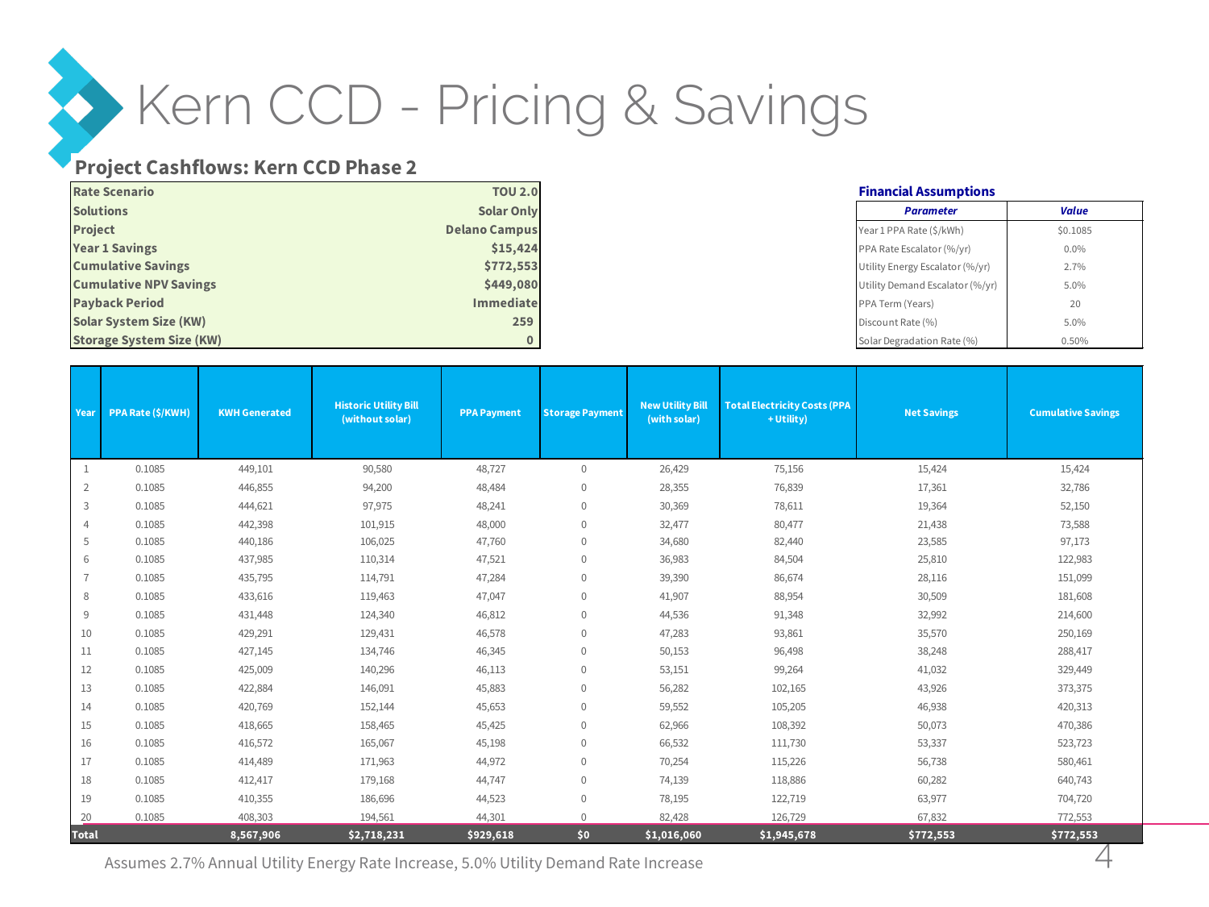# Kern CCD - Pricing & Savings

## Project Cashflows: Kern CCD Phase 2

| | |
|---|---|
| **Rate Scenario** | **TOU 2.0** |
| **Solutions** | **Solar Only** |
| **Project** | **Delano Campus** |
| **Year 1 Savings** | **$15,424** |
| **Cumulative Savings** | **$772,553** |
| **Cumulative NPV Savings** | **$449,080** |
| **Payback Period** | **Immediate** |
| **Solar System Size (KW)** | **259** |
| **Storage System Size (KW)** | **0** |

### Financial Assumptions

| *Parameter* | *Value* |
|---|---|
| Year 1 PPA Rate ($/kWh) | $0.1085 |
| PPA Rate Escalator (%/yr) | 0.0% |
| Utility Energy Escalator (%/yr) | 2.7% |
| Utility Demand Escalator (%/yr) | 5.0% |
| PPA Term (Years) | 20 |
| Discount Rate (%) | 5.0% |
| Solar Degradation Rate (%) | 0.50% |

| Year | PPA Rate ($/KWH) | KWH Generated | Historic Utility Bill (without solar) | PPA Payment | Storage Payment | New Utility Bill (with solar) | Total Electricity Costs (PPA + Utility) | Net Savings | Cumulative Savings |
|---|---|---|---|---|---|---|---|---|---|
| 1 | 0.1085 | 449,101 | 90,580 | 48,727 | 0 | 26,429 | 75,156 | 15,424 | 15,424 |
| 2 | 0.1085 | 446,855 | 94,200 | 48,484 | 0 | 28,355 | 76,839 | 17,361 | 32,786 |
| 3 | 0.1085 | 444,621 | 97,975 | 48,241 | 0 | 30,369 | 78,611 | 19,364 | 52,150 |
| 4 | 0.1085 | 442,398 | 101,915 | 48,000 | 0 | 32,477 | 80,477 | 21,438 | 73,588 |
| 5 | 0.1085 | 440,186 | 106,025 | 47,760 | 0 | 34,680 | 82,440 | 23,585 | 97,173 |
| 6 | 0.1085 | 437,985 | 110,314 | 47,521 | 0 | 36,983 | 84,504 | 25,810 | 122,983 |
| 7 | 0.1085 | 435,795 | 114,791 | 47,284 | 0 | 39,390 | 86,674 | 28,116 | 151,099 |
| 8 | 0.1085 | 433,616 | 119,463 | 47,047 | 0 | 41,907 | 88,954 | 30,509 | 181,608 |
| 9 | 0.1085 | 431,448 | 124,340 | 46,812 | 0 | 44,536 | 91,348 | 32,992 | 214,600 |
| 10 | 0.1085 | 429,291 | 129,431 | 46,578 | 0 | 47,283 | 93,861 | 35,570 | 250,169 |
| 11 | 0.1085 | 427,145 | 134,746 | 46,345 | 0 | 50,153 | 96,498 | 38,248 | 288,417 |
| 12 | 0.1085 | 425,009 | 140,296 | 46,113 | 0 | 53,151 | 99,264 | 41,032 | 329,449 |
| 13 | 0.1085 | 422,884 | 146,091 | 45,883 | 0 | 56,282 | 102,165 | 43,926 | 373,375 |
| 14 | 0.1085 | 420,769 | 152,144 | 45,653 | 0 | 59,552 | 105,205 | 46,938 | 420,313 |
| 15 | 0.1085 | 418,665 | 158,465 | 45,425 | 0 | 62,966 | 108,392 | 50,073 | 470,386 |
| 16 | 0.1085 | 416,572 | 165,067 | 45,198 | 0 | 66,532 | 111,730 | 53,337 | 523,723 |
| 17 | 0.1085 | 414,489 | 171,963 | 44,972 | 0 | 70,254 | 115,226 | 56,738 | 580,461 |
| 18 | 0.1085 | 412,417 | 179,168 | 44,747 | 0 | 74,139 | 118,886 | 60,282 | 640,743 |
| 19 | 0.1085 | 410,355 | 186,696 | 44,523 | 0 | 78,195 | 122,719 | 63,977 | 704,720 |
| 20 | 0.1085 | 408,303 | 194,561 | 44,301 | 0 | 82,428 | 126,729 | 67,832 | 772,553 |
| **Total** | | **8,567,906** | **$2,718,231** | **$929,618** | **$0** | **$1,016,060** | **$1,945,678** | **$772,553** | **$772,553** |

Assumes 2.7% Annual Utility Energy Rate Increase, 5.0% Utility Demand Rate Increase